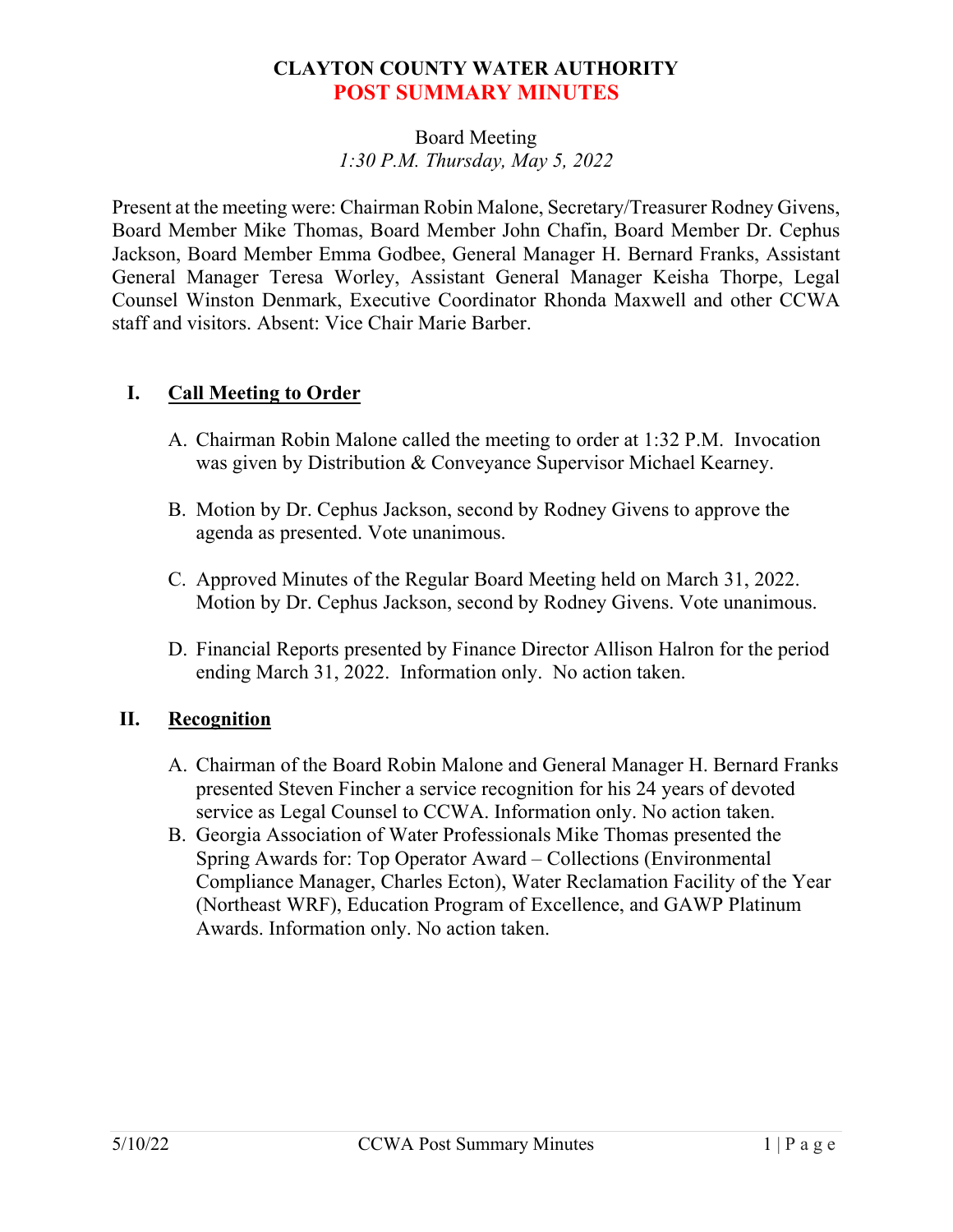# CLAYTON COUNTY WATER AUTHORITY
## POST SUMMARY MINUTES

Board Meeting
*1:30 P.M. Thursday, May 5, 2022*

Present at the meeting were: Chairman Robin Malone, Secretary/Treasurer Rodney Givens, Board Member Mike Thomas, Board Member John Chafin, Board Member Dr. Cephus Jackson, Board Member Emma Godbee, General Manager H. Bernard Franks, Assistant General Manager Teresa Worley, Assistant General Manager Keisha Thorpe, Legal Counsel Winston Denmark, Executive Coordinator Rhonda Maxwell and other CCWA staff and visitors. Absent: Vice Chair Marie Barber.

### I. Call Meeting to Order

A. Chairman Robin Malone called the meeting to order at 1:32 P.M. Invocation was given by Distribution & Conveyance Supervisor Michael Kearney.

B. Motion by Dr. Cephus Jackson, second by Rodney Givens to approve the agenda as presented. Vote unanimous.

C. Approved Minutes of the Regular Board Meeting held on March 31, 2022. Motion by Dr. Cephus Jackson, second by Rodney Givens. Vote unanimous.

D. Financial Reports presented by Finance Director Allison Halron for the period ending March 31, 2022. Information only. No action taken.

### II. Recognition

A. Chairman of the Board Robin Malone and General Manager H. Bernard Franks presented Steven Fincher a service recognition for his 24 years of devoted service as Legal Counsel to CCWA. Information only. No action taken.

B. Georgia Association of Water Professionals Mike Thomas presented the Spring Awards for: Top Operator Award – Collections (Environmental Compliance Manager, Charles Ecton), Water Reclamation Facility of the Year (Northeast WRF), Education Program of Excellence, and GAWP Platinum Awards. Information only. No action taken.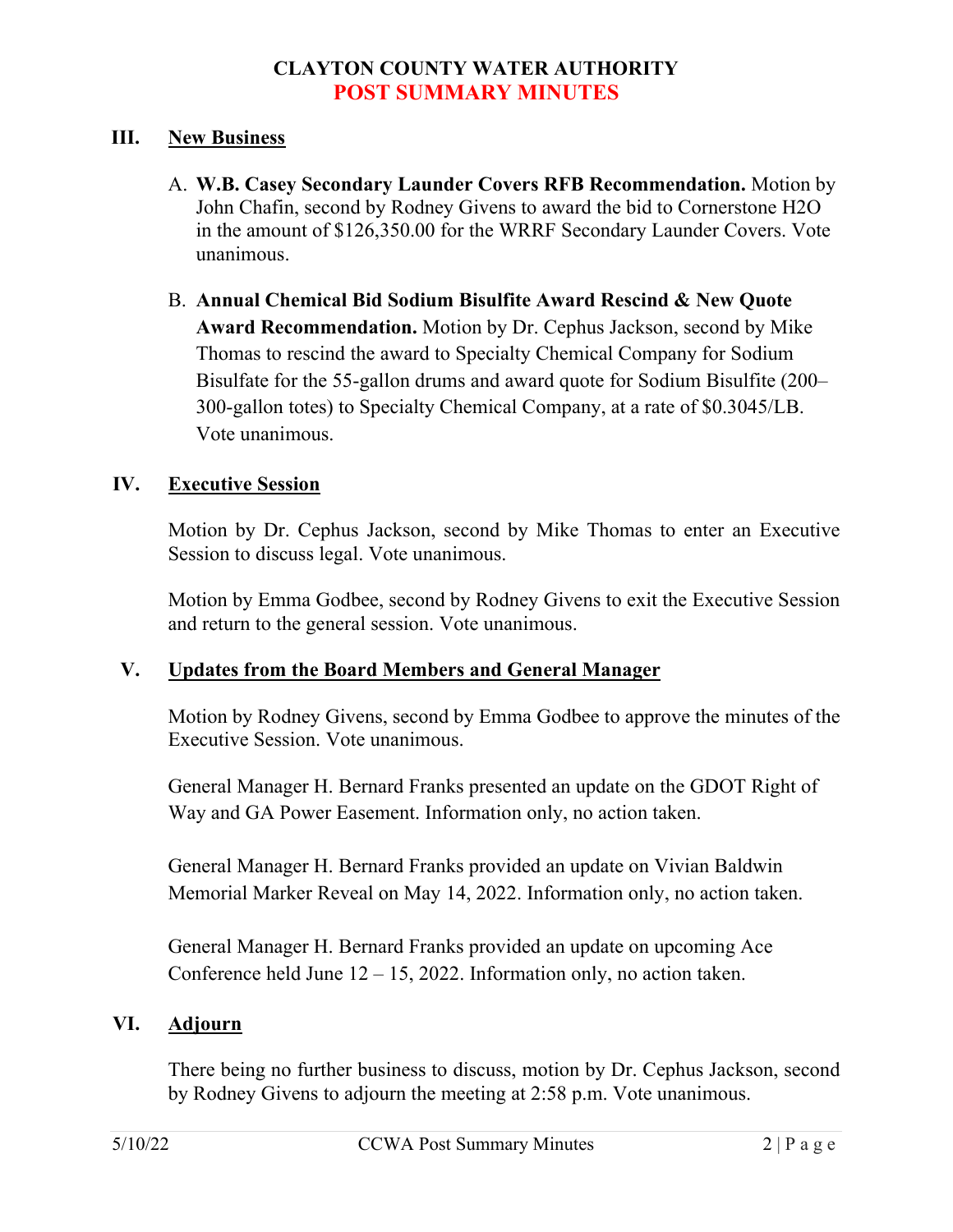# CLAYTON COUNTY WATER AUTHORITY
## POST SUMMARY MINUTES

### III. New Business

A. **W.B. Casey Secondary Launder Covers RFB Recommendation.** Motion by John Chafin, second by Rodney Givens to award the bid to Cornerstone H2O in the amount of $126,350.00 for the WRRF Secondary Launder Covers. Vote unanimous.

B. **Annual Chemical Bid Sodium Bisulfite Award Rescind & New Quote Award Recommendation.** Motion by Dr. Cephus Jackson, second by Mike Thomas to rescind the award to Specialty Chemical Company for Sodium Bisulfate for the 55-gallon drums and award quote for Sodium Bisulfite (200–300-gallon totes) to Specialty Chemical Company, at a rate of $0.3045/LB. Vote unanimous.

### IV. Executive Session

Motion by Dr. Cephus Jackson, second by Mike Thomas to enter an Executive Session to discuss legal. Vote unanimous.

Motion by Emma Godbee, second by Rodney Givens to exit the Executive Session and return to the general session. Vote unanimous.

### V. Updates from the Board Members and General Manager

Motion by Rodney Givens, second by Emma Godbee to approve the minutes of the Executive Session. Vote unanimous.

General Manager H. Bernard Franks presented an update on the GDOT Right of Way and GA Power Easement. Information only, no action taken.

General Manager H. Bernard Franks provided an update on Vivian Baldwin Memorial Marker Reveal on May 14, 2022. Information only, no action taken.

General Manager H. Bernard Franks provided an update on upcoming Ace Conference held June 12 – 15, 2022. Information only, no action taken.

### VI. Adjourn

There being no further business to discuss, motion by Dr. Cephus Jackson, second by Rodney Givens to adjourn the meeting at 2:58 p.m. Vote unanimous.